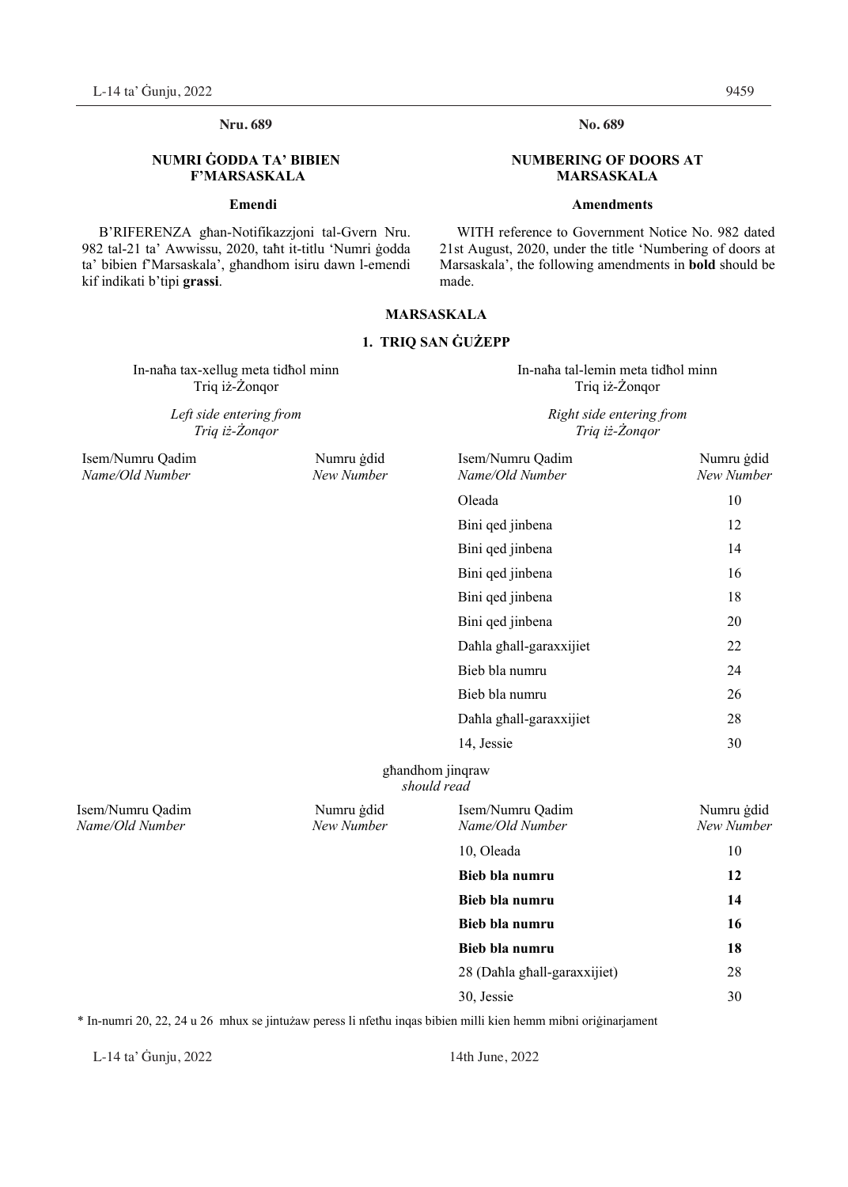**Nru. 689**

**NUMRI ĠODDA TA' BIBIEN F'MARSASKALA**

**Emendi**

B'RIFERENZA għan-Notifikazzjoni tal-Gvern Nru. 982 tal-21 ta' Awwissu, 2020, taħt it-titlu 'Numri ġodda ta' bibien f'Marsaskala', għandhom isiru dawn l-emendi kif indikati b'tipi **grassi**.

**No. 689**

**NUMBERING OF DOORS AT MARSASKALA**

**Amendments**

WITH reference to Government Notice No. 982 dated 21st August, 2020, under the title 'Numbering of doors at Marsaskala', the following amendments in **bold** should be made.

**MARSASKALA**

**1. TRIQ SAN ĠUŻEPP**

| In-naħa tax-xellug meta tidħol minn Triq iż-Żonqor<br>*Left side entering from Triq iż-Żonqor* | | In-naħa tal-lemin meta tidħol minn Triq iż-Żonqor<br>*Right side entering from Triq iż-Żonqor* | |
|---|---|---|---|
| Isem/Numru Qadim<br>*Name/Old Number* | Numru ġdid<br>*New Number* | Isem/Numru Qadim<br>*Name/Old Number* | Numru ġdid<br>*New Number* |
| | | Oleada | 10 |
| | | Bini qed jinbena | 12 |
| | | Bini qed jinbena | 14 |
| | | Bini qed jinbena | 16 |
| | | Bini qed jinbena | 18 |
| | | Bini qed jinbena | 20 |
| | | Daħla għall-garaxxijiet | 22 |
| | | Bieb bla numru | 24 |
| | | Bieb bla numru | 26 |
| | | Daħla għall-garaxxijiet | 28 |
| | | 14, Jessie | 30 |

għandhom jinqraw
*should read*

| Isem/Numru Qadim<br>*Name/Old Number* | Numru ġdid<br>*New Number* | Isem/Numru Qadim<br>*Name/Old Number* | Numru ġdid<br>*New Number* |
|---|---|---|---|
| | | 10, Oleada | 10 |
| | | **Bieb bla numru** | **12** |
| | | **Bieb bla numru** | **14** |
| | | **Bieb bla numru** | **16** |
| | | **Bieb bla numru** | **18** |
| | | 28 (Daħla għall-garaxxijiet) | 28 |
| | | 30, Jessie | 30 |

\* In-numri 20, 22, 24 u 26 mhux se jintużaw peress li nfetħu inqas bibien milli kien hemm mibni oriġinarjament

L-14 ta' Ġunju, 2022

14th June, 2022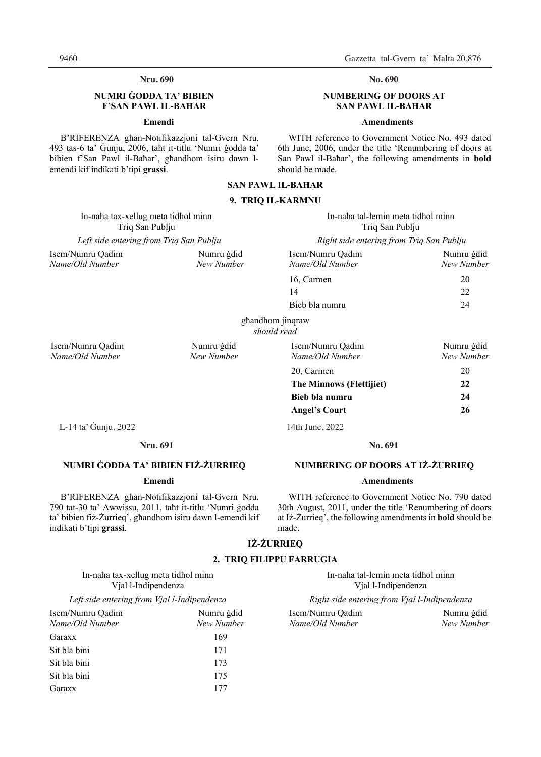**Nru. 690**

**NUMRI ĠODDA TA' BIBIEN F'SAN PAWL IL-BAĦAR**

**Emendi**

B'RIFERENZA għan-Notifikazzjoni tal-Gvern Nru. 493 tas-6 ta' Ġunju, 2006, taħt it-titlu 'Numri ġodda ta' bibien f'San Pawl il-Baħar', għandhom isiru dawn l-emendi kif indikati b'tipi **grassi**.

**No. 690**

**NUMBERING OF DOORS AT SAN PAWL IL-BAĦAR**

**Amendments**

WITH reference to Government Notice No. 493 dated 6th June, 2006, under the title 'Renumbering of doors at San Pawl il-Baħar', the following amendments in **bold** should be made.

**SAN PAWL IL-BAĦAR**

**9. TRIQ IL-KARMNU**

| In-naħa tax-xellug meta tidħol minn Triq San Publju / *Left side entering from Triq San Publju* | | In-naħa tal-lemin meta tidħol minn Triq San Publju / *Right side entering from Triq San Publju* | |
|---|---|---|---|
| Isem/Numru Qadim / *Name/Old Number* | Numru ġdid / *New Number* | Isem/Numru Qadim / *Name/Old Number* | Numru ġdid / *New Number* |
| | | 16, Carmen | 20 |
| | | 14 | 22 |
| | | Bieb bla numru | 24 |

għandhom jinqraw
*should read*

| Isem/Numru Qadim / *Name/Old Number* | Numru ġdid / *New Number* | Isem/Numru Qadim / *Name/Old Number* | Numru ġdid / *New Number* |
|---|---|---|---|
| | | 20, Carmen | 20 |
| | | **The Minnows (Flettijiet)** | **22** |
| | | **Bieb bla numru** | **24** |
| | | **Angel's Court** | **26** |

L-14 ta' Ġunju, 2022

14th June, 2022

**Nru. 691**

**NUMRI ĠODDA TA' BIBIEN FIŻ-ŻURRIEQ**

**Emendi**

B'RIFERENZA għan-Notifikazzjoni tal-Gvern Nru. 790 tat-30 ta' Awwissu, 2011, taħt it-titlu 'Numri ġodda ta' bibien fiż-Żurrieq', għandhom isiru dawn l-emendi kif indikati b'tipi **grassi**.

**No. 691**

**NUMBERING OF DOORS AT IŻ-ŻURRIEQ**

**Amendments**

WITH reference to Government Notice No. 790 dated 30th August, 2011, under the title 'Renumbering of doors at Iż-Żurrieq', the following amendments in **bold** should be made.

**IŻ-ŻURRIEQ**

**2. TRIQ FILIPPU FARRUGIA**

| In-naħa tax-xellug meta tidħol minn Vjal l-Indipendenza / *Left side entering from Vjal l-Indipendenza* | | In-naħa tal-lemin meta tidħol minn Vjal l-Indipendenza / *Right side entering from Vjal l-Indipendenza* | |
|---|---|---|---|
| Isem/Numru Qadim / *Name/Old Number* | Numru ġdid / *New Number* | Isem/Numru Qadim / *Name/Old Number* | Numru ġdid / *New Number* |
| Garaxx | 169 | | |
| Sit bla bini | 171 | | |
| Sit bla bini | 173 | | |
| Sit bla bini | 175 | | |
| Garaxx | 177 | | |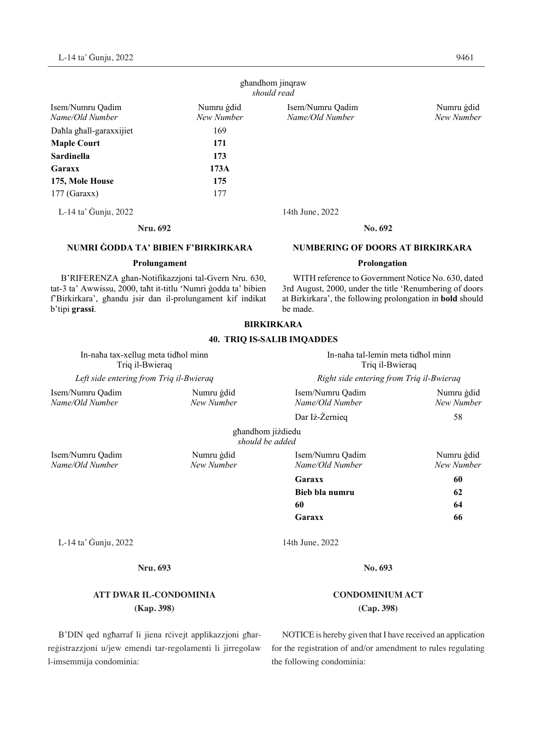għandhom jinqraw
*should read*

| Isem/Numru Qadim *Name/Old Number* | Numru ġdid *New Number* | Isem/Numru Qadim *Name/Old Number* | Numru ġdid *New Number* |
|---|---|---|---|
| Daħla għall-garaxxijiet | 169 | | |
| **Maple Court** | **171** | | |
| **Sardinella** | **173** | | |
| **Garaxx** | **173A** | | |
| **175, Mole House** | **175** | | |
| 177 (Garaxx) | 177 | | |

L-14 ta' Ġunju, 2022

14th June, 2022

**Nru. 692**

**NUMRI ĠODDA TA' BIBIEN F'BIRKIRKARA**

**Prolungament**

B'RIFERENZA għan-Notifikazzjoni tal-Gvern Nru. 630, tat-3 ta' Awwissu, 2000, taħt it-titlu 'Numri ġodda ta' bibien f'Birkirkara', għandu jsir dan il-prolungament kif indikat b'tipi **grassi**.

**No. 692**

**NUMBERING OF DOORS AT BIRKIRKARA**

**Prolongation**

WITH reference to Government Notice No. 630, dated 3rd August, 2000, under the title 'Renumbering of doors at Birkirkara', the following prolongation in **bold** should be made.

**BIRKIRKARA**

**40. TRIQ IS-SALIB IMQADDES**

| In-naħa tax-xellug meta tidħol minn Triq il-Bwieraq *Left side entering from Triq il-Bwieraq* | | In-naħa tal-lemin meta tidħol minn Triq il-Bwieraq *Right side entering from Triq il-Bwieraq* | |
|---|---|---|---|
| Isem/Numru Qadim *Name/Old Number* | Numru ġdid *New Number* | Isem/Numru Qadim *Name/Old Number* | Numru ġdid *New Number* |
| | | Dar Iż-Żernieq | 58 |

għandhom jiżdiedu
*should be added*

| Isem/Numru Qadim *Name/Old Number* | Numru ġdid *New Number* | Isem/Numru Qadim *Name/Old Number* | Numru ġdid *New Number* |
|---|---|---|---|
| | | **Garaxx** | **60** |
| | | **Bieb bla numru** | **62** |
| | | **60** | **64** |
| | | **Garaxx** | **66** |

L-14 ta' Ġunju, 2022

14th June, 2022

**Nru. 693**

**ATT DWAR IL-CONDOMINIA**

**(Kap. 398)**

B'DIN qed ngħarraf li jiena rċivejt applikazzjoni għar-reġistrazzjoni u/jew emendi tar-regolamenti li jirregolaw l-imsemmija condominia:

**No. 693**

**CONDOMINIUM ACT**

**(Cap. 398)**

NOTICE is hereby given that I have received an application for the registration of and/or amendment to rules regulating the following condominia: